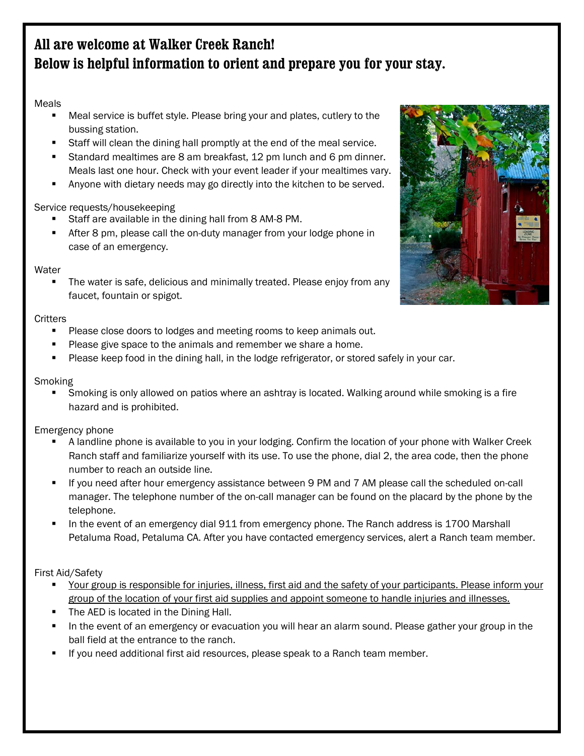# All are welcome at Walker Creek Ranch!
# Below is helpful information to orient and prepare you for your stay.

Meals

- Meal service is buffet style. Please bring your and plates, cutlery to the bussing station.
- Staff will clean the dining hall promptly at the end of the meal service.
- Standard mealtimes are 8 am breakfast, 12 pm lunch and 6 pm dinner. Meals last one hour. Check with your event leader if your mealtimes vary.
- Anyone with dietary needs may go directly into the kitchen to be served.

Service requests/housekeeping

- Staff are available in the dining hall from 8 AM-8 PM.
- After 8 pm, please call the on-duty manager from your lodge phone in case of an emergency.

Water

- The water is safe, delicious and minimally treated. Please enjoy from any faucet, fountain or spigot.

Critters

- Please close doors to lodges and meeting rooms to keep animals out.
- Please give space to the animals and remember we share a home.
- Please keep food in the dining hall, in the lodge refrigerator, or stored safely in your car.

Smoking

- Smoking is only allowed on patios where an ashtray is located. Walking around while smoking is a fire hazard and is prohibited.

Emergency phone

- A landline phone is available to you in your lodging. Confirm the location of your phone with Walker Creek Ranch staff and familiarize yourself with its use. To use the phone, dial 2, the area code, then the phone number to reach an outside line.
- If you need after hour emergency assistance between 9 PM and 7 AM please call the scheduled on-call manager. The telephone number of the on-call manager can be found on the placard by the phone by the telephone.
- In the event of an emergency dial 911 from emergency phone. The Ranch address is 1700 Marshall Petaluma Road, Petaluma CA. After you have contacted emergency services, alert a Ranch team member.

First Aid/Safety

- <u>Your group is responsible for injuries, illness, first aid and the safety of your participants. Please inform your group of the location of your first aid supplies and appoint someone to handle injuries and illnesses.</u>
- The AED is located in the Dining Hall.
- In the event of an emergency or evacuation you will hear an alarm sound. Please gather your group in the ball field at the entrance to the ranch.
- If you need additional first aid resources, please speak to a Ranch team member.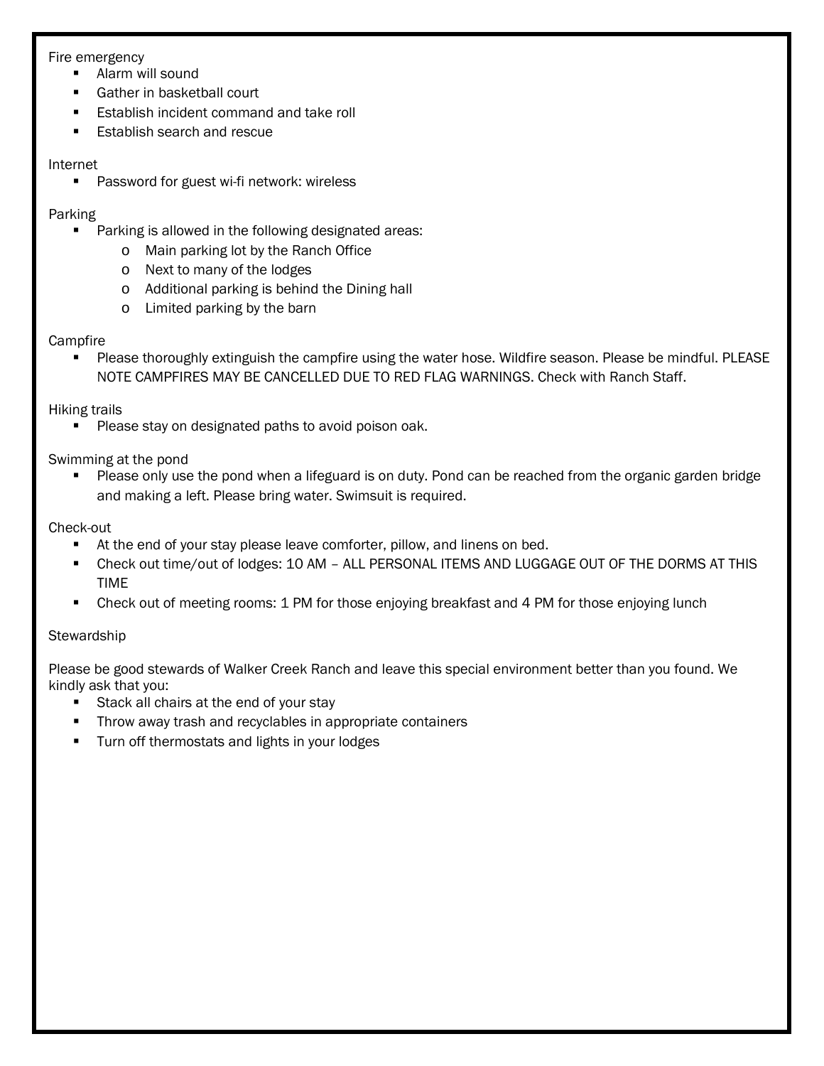Fire emergency

- Alarm will sound
- Gather in basketball court
- Establish incident command and take roll
- Establish search and rescue

Internet

- Password for guest wi-fi network: wireless

Parking

- Parking is allowed in the following designated areas:
  - Main parking lot by the Ranch Office
  - Next to many of the lodges
  - Additional parking is behind the Dining hall
  - Limited parking by the barn

Campfire

- Please thoroughly extinguish the campfire using the water hose. Wildfire season. Please be mindful. PLEASE NOTE CAMPFIRES MAY BE CANCELLED DUE TO RED FLAG WARNINGS. Check with Ranch Staff.

Hiking trails

- Please stay on designated paths to avoid poison oak.

Swimming at the pond

- Please only use the pond when a lifeguard is on duty. Pond can be reached from the organic garden bridge and making a left. Please bring water. Swimsuit is required.

Check-out

- At the end of your stay please leave comforter, pillow, and linens on bed.
- Check out time/out of lodges: 10 AM – ALL PERSONAL ITEMS AND LUGGAGE OUT OF THE DORMS AT THIS TIME
- Check out of meeting rooms: 1 PM for those enjoying breakfast and 4 PM for those enjoying lunch

Stewardship

Please be good stewards of Walker Creek Ranch and leave this special environment better than you found. We kindly ask that you:

- Stack all chairs at the end of your stay
- Throw away trash and recyclables in appropriate containers
- Turn off thermostats and lights in your lodges